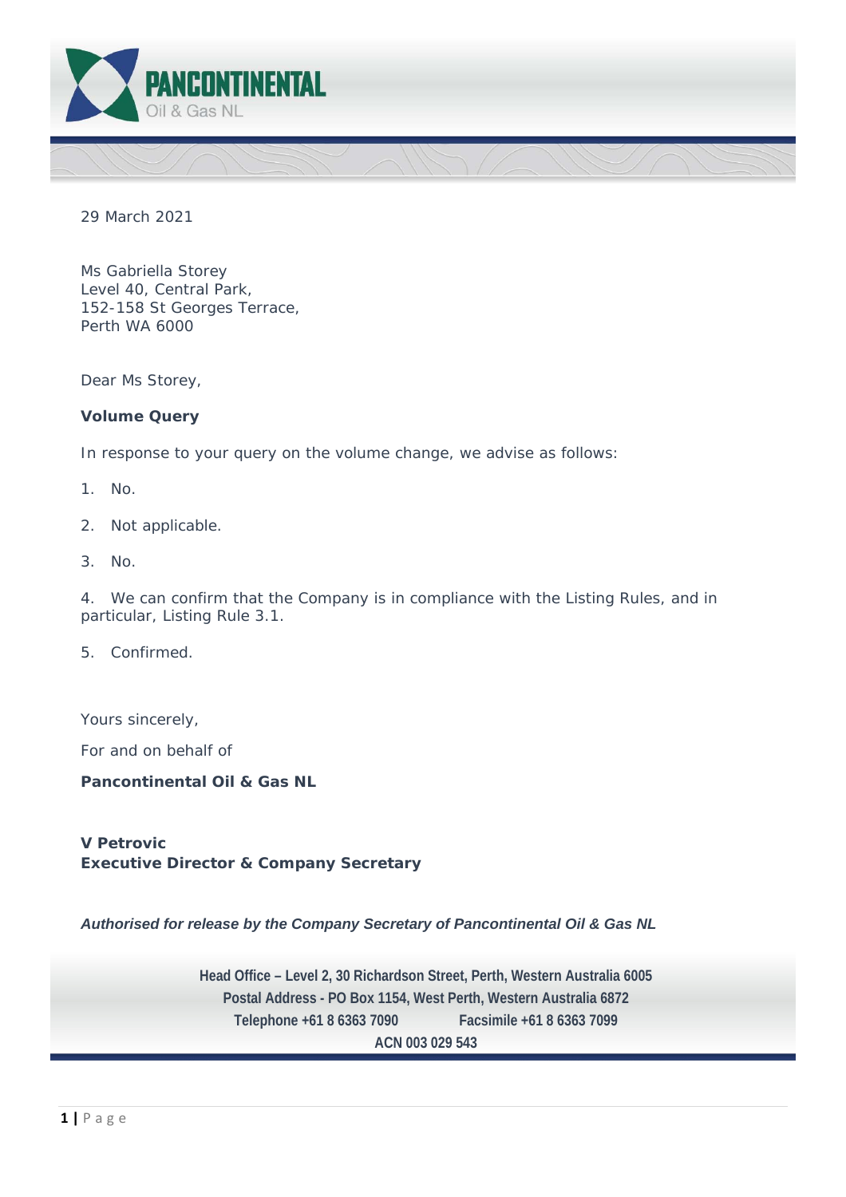**PANCONTINENTAL**
Oil & Gas NL

29 March 2021

Ms Gabriella Storey
Level 40, Central Park,
152-158 St Georges Terrace,
Perth WA 6000

Dear Ms Storey,

**Volume Query**

In response to your query on the volume change, we advise as follows:

1. No.

2. Not applicable.

3. No.

4. We can confirm that the Company is in compliance with the Listing Rules, and in particular, Listing Rule 3.1.

5. Confirmed.

Yours sincerely,

For and on behalf of

**Pancontinental Oil & Gas NL**

**V Petrovic**
**Executive Director & Company Secretary**

***Authorised for release by the Company Secretary of Pancontinental Oil & Gas NL***

**Head Office – Level 2, 30 Richardson Street, Perth, Western Australia 6005**
**Postal Address - PO Box 1154, West Perth, Western Australia 6872**
**Telephone +61 8 6363 7090 Facsimile +61 8 6363 7099**
**ACN 003 029 543**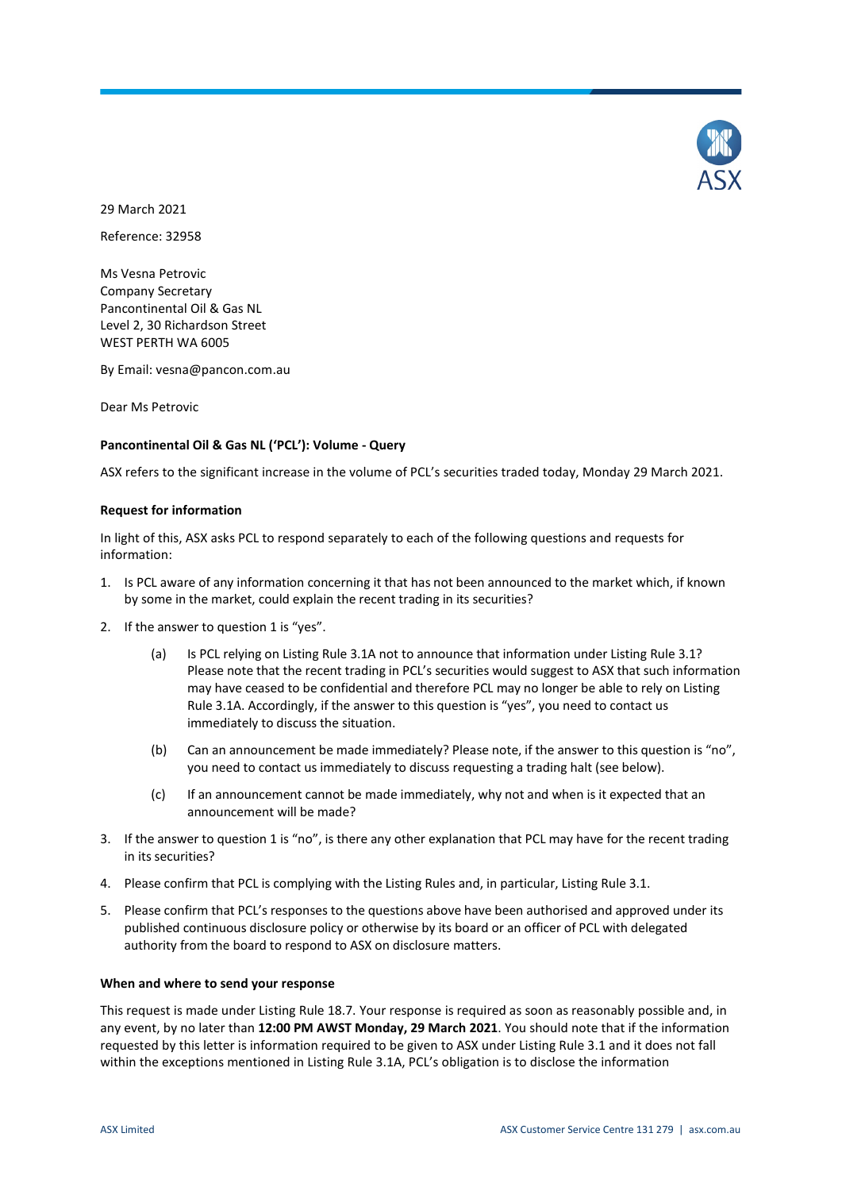29 March 2021

Reference: 32958

Ms Vesna Petrovic
Company Secretary
Pancontinental Oil & Gas NL
Level 2, 30 Richardson Street
WEST PERTH WA 6005

By Email: vesna@pancon.com.au

Dear Ms Petrovic

**Pancontinental Oil & Gas NL ('PCL'): Volume - Query**

ASX refers to the significant increase in the volume of PCL's securities traded today, Monday 29 March 2021.

**Request for information**

In light of this, ASX asks PCL to respond separately to each of the following questions and requests for information:

1. Is PCL aware of any information concerning it that has not been announced to the market which, if known by some in the market, could explain the recent trading in its securities?
2. If the answer to question 1 is "yes".
   (a) Is PCL relying on Listing Rule 3.1A not to announce that information under Listing Rule 3.1? Please note that the recent trading in PCL's securities would suggest to ASX that such information may have ceased to be confidential and therefore PCL may no longer be able to rely on Listing Rule 3.1A. Accordingly, if the answer to this question is "yes", you need to contact us immediately to discuss the situation.
   (b) Can an announcement be made immediately? Please note, if the answer to this question is "no", you need to contact us immediately to discuss requesting a trading halt (see below).
   (c) If an announcement cannot be made immediately, why not and when is it expected that an announcement will be made?
3. If the answer to question 1 is "no", is there any other explanation that PCL may have for the recent trading in its securities?
4. Please confirm that PCL is complying with the Listing Rules and, in particular, Listing Rule 3.1.
5. Please confirm that PCL's responses to the questions above have been authorised and approved under its published continuous disclosure policy or otherwise by its board or an officer of PCL with delegated authority from the board to respond to ASX on disclosure matters.

**When and where to send your response**

This request is made under Listing Rule 18.7. Your response is required as soon as reasonably possible and, in any event, by no later than **12:00 PM AWST Monday, 29 March 2021**. You should note that if the information requested by this letter is information required to be given to ASX under Listing Rule 3.1 and it does not fall within the exceptions mentioned in Listing Rule 3.1A, PCL's obligation is to disclose the information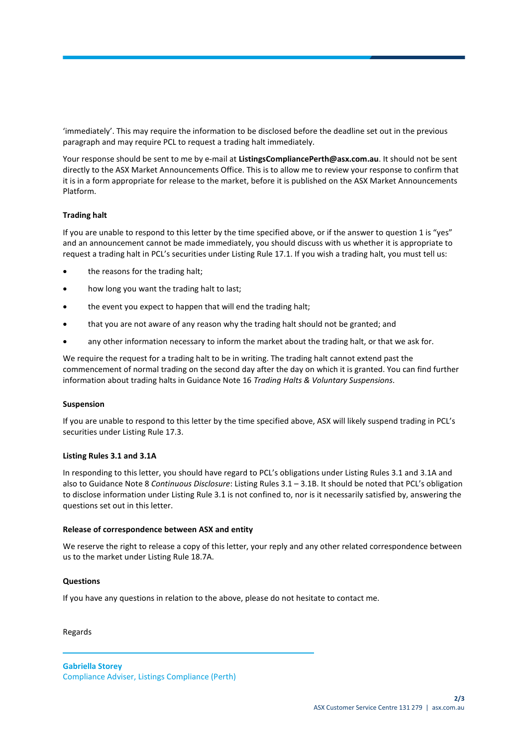'immediately'. This may require the information to be disclosed before the deadline set out in the previous paragraph and may require PCL to request a trading halt immediately.

Your response should be sent to me by e-mail at **ListingsCompliancePerth@asx.com.au**. It should not be sent directly to the ASX Market Announcements Office. This is to allow me to review your response to confirm that it is in a form appropriate for release to the market, before it is published on the ASX Market Announcements Platform.

**Trading halt**

If you are unable to respond to this letter by the time specified above, or if the answer to question 1 is "yes" and an announcement cannot be made immediately, you should discuss with us whether it is appropriate to request a trading halt in PCL's securities under Listing Rule 17.1. If you wish a trading halt, you must tell us:

- the reasons for the trading halt;
- how long you want the trading halt to last;
- the event you expect to happen that will end the trading halt;
- that you are not aware of any reason why the trading halt should not be granted; and
- any other information necessary to inform the market about the trading halt, or that we ask for.

We require the request for a trading halt to be in writing. The trading halt cannot extend past the commencement of normal trading on the second day after the day on which it is granted. You can find further information about trading halts in Guidance Note 16 *Trading Halts & Voluntary Suspensions*.

**Suspension**

If you are unable to respond to this letter by the time specified above, ASX will likely suspend trading in PCL's securities under Listing Rule 17.3.

**Listing Rules 3.1 and 3.1A**

In responding to this letter, you should have regard to PCL's obligations under Listing Rules 3.1 and 3.1A and also to Guidance Note 8 *Continuous Disclosure*: Listing Rules 3.1 – 3.1B. It should be noted that PCL's obligation to disclose information under Listing Rule 3.1 is not confined to, nor is it necessarily satisfied by, answering the questions set out in this letter.

**Release of correspondence between ASX and entity**

We reserve the right to release a copy of this letter, your reply and any other related correspondence between us to the market under Listing Rule 18.7A.

**Questions**

If you have any questions in relation to the above, please do not hesitate to contact me.

Regards

**Gabriella Storey**
Compliance Adviser, Listings Compliance (Perth)